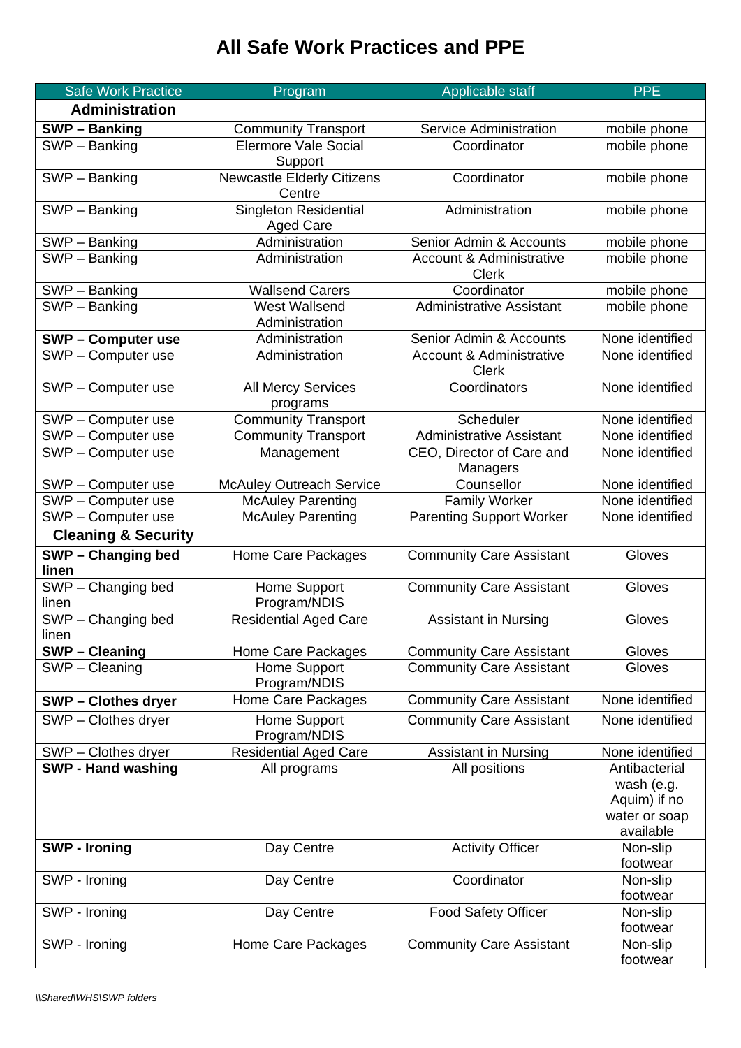# All Safe Work Practices and PPE

| Safe Work Practice | Program | Applicable staff | PPE |
|---|---|---|---|
| **Administration** | | | |
| **SWP – Banking** | Community Transport | Service Administration | mobile phone |
| SWP – Banking | Elermore Vale Social Support | Coordinator | mobile phone |
| SWP – Banking | Newcastle Elderly Citizens Centre | Coordinator | mobile phone |
| SWP – Banking | Singleton Residential Aged Care | Administration | mobile phone |
| SWP – Banking | Administration | Senior Admin & Accounts | mobile phone |
| SWP – Banking | Administration | Account & Administrative Clerk | mobile phone |
| SWP – Banking | Wallsend Carers | Coordinator | mobile phone |
| SWP – Banking | West Wallsend Administration | Administrative Assistant | mobile phone |
| **SWP – Computer use** | Administration | Senior Admin & Accounts | None identified |
| SWP – Computer use | Administration | Account & Administrative Clerk | None identified |
| SWP – Computer use | All Mercy Services programs | Coordinators | None identified |
| SWP – Computer use | Community Transport | Scheduler | None identified |
| SWP – Computer use | Community Transport | Administrative Assistant | None identified |
| SWP – Computer use | Management | CEO, Director of Care and Managers | None identified |
| SWP – Computer use | McAuley Outreach Service | Counsellor | None identified |
| SWP – Computer use | McAuley Parenting | Family Worker | None identified |
| SWP – Computer use | McAuley Parenting | Parenting Support Worker | None identified |
| **Cleaning & Security** | | | |
| **SWP – Changing bed linen** | Home Care Packages | Community Care Assistant | Gloves |
| SWP – Changing bed linen | Home Support Program/NDIS | Community Care Assistant | Gloves |
| SWP – Changing bed linen | Residential Aged Care | Assistant in Nursing | Gloves |
| **SWP – Cleaning** | Home Care Packages | Community Care Assistant | Gloves |
| SWP – Cleaning | Home Support Program/NDIS | Community Care Assistant | Gloves |
| **SWP – Clothes dryer** | Home Care Packages | Community Care Assistant | None identified |
| SWP – Clothes dryer | Home Support Program/NDIS | Community Care Assistant | None identified |
| SWP – Clothes dryer | Residential Aged Care | Assistant in Nursing | None identified |
| **SWP - Hand washing** | All programs | All positions | Antibacterial wash (e.g. Aquim) if no water or soap available |
| **SWP - Ironing** | Day Centre | Activity Officer | Non-slip footwear |
| SWP - Ironing | Day Centre | Coordinator | Non-slip footwear |
| SWP - Ironing | Day Centre | Food Safety Officer | Non-slip footwear |
| SWP - Ironing | Home Care Packages | Community Care Assistant | Non-slip footwear |

*\\Shared\WHS\SWP folders*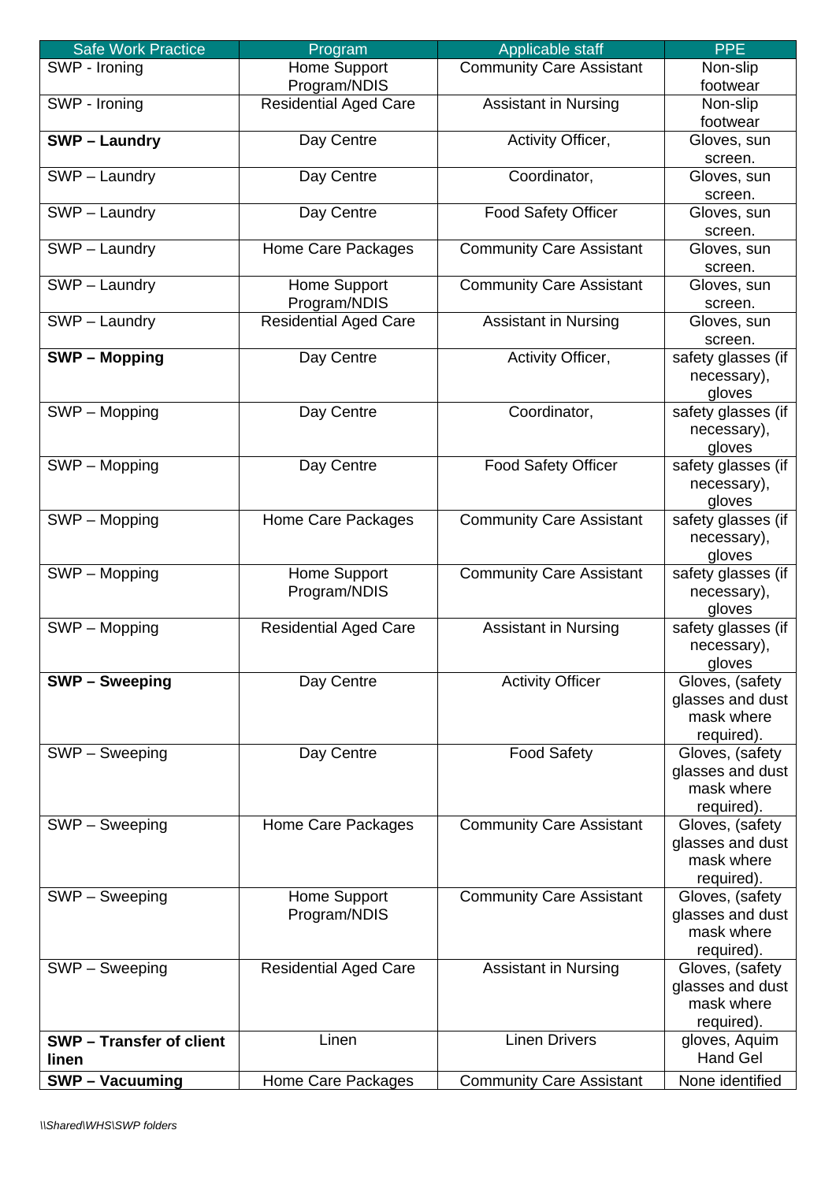| Safe Work Practice | Program | Applicable staff | PPE |
|---|---|---|---|
| SWP - Ironing | Home Support Program/NDIS | Community Care Assistant | Non-slip footwear |
| SWP - Ironing | Residential Aged Care | Assistant in Nursing | Non-slip footwear |
| **SWP – Laundry** | Day Centre | Activity Officer, | Gloves, sun screen. |
| SWP – Laundry | Day Centre | Coordinator, | Gloves, sun screen. |
| SWP – Laundry | Day Centre | Food Safety Officer | Gloves, sun screen. |
| SWP – Laundry | Home Care Packages | Community Care Assistant | Gloves, sun screen. |
| SWP – Laundry | Home Support Program/NDIS | Community Care Assistant | Gloves, sun screen. |
| SWP – Laundry | Residential Aged Care | Assistant in Nursing | Gloves, sun screen. |
| **SWP – Mopping** | Day Centre | Activity Officer, | safety glasses (if necessary), gloves |
| SWP – Mopping | Day Centre | Coordinator, | safety glasses (if necessary), gloves |
| SWP – Mopping | Day Centre | Food Safety Officer | safety glasses (if necessary), gloves |
| SWP – Mopping | Home Care Packages | Community Care Assistant | safety glasses (if necessary), gloves |
| SWP – Mopping | Home Support Program/NDIS | Community Care Assistant | safety glasses (if necessary), gloves |
| SWP – Mopping | Residential Aged Care | Assistant in Nursing | safety glasses (if necessary), gloves |
| **SWP – Sweeping** | Day Centre | Activity Officer | Gloves, (safety glasses and dust mask where required). |
| SWP – Sweeping | Day Centre | Food Safety | Gloves, (safety glasses and dust mask where required). |
| SWP – Sweeping | Home Care Packages | Community Care Assistant | Gloves, (safety glasses and dust mask where required). |
| SWP – Sweeping | Home Support Program/NDIS | Community Care Assistant | Gloves, (safety glasses and dust mask where required). |
| SWP – Sweeping | Residential Aged Care | Assistant in Nursing | Gloves, (safety glasses and dust mask where required). |
| **SWP – Transfer of client linen** | Linen | Linen Drivers | gloves, Aquim Hand Gel |
| **SWP – Vacuuming** | Home Care Packages | Community Care Assistant | None identified |

*\\Shared\WHS\SWP folders*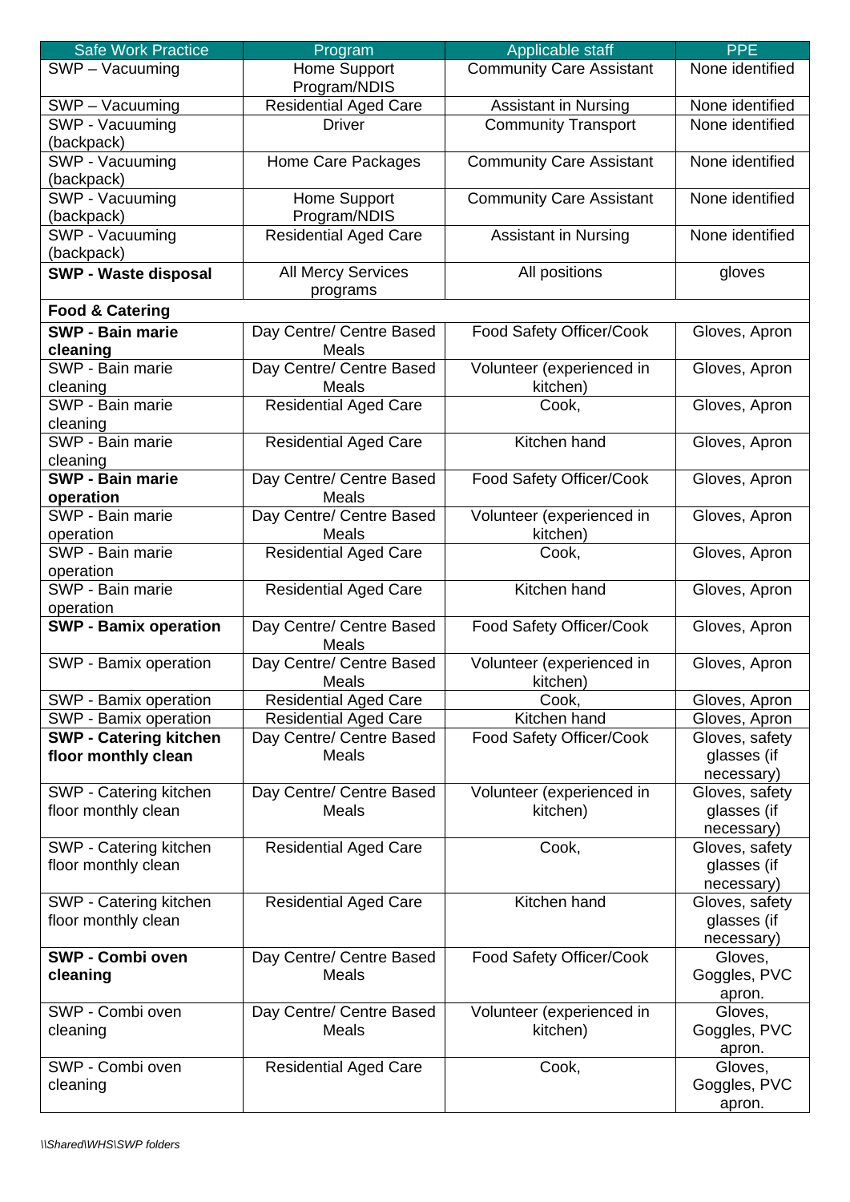| Safe Work Practice | Program | Applicable staff | PPE |
|---|---|---|---|
| SWP – Vacuuming | Home Support Program/NDIS | Community Care Assistant | None identified |
| SWP – Vacuuming | Residential Aged Care | Assistant in Nursing | None identified |
| SWP - Vacuuming (backpack) | Driver | Community Transport | None identified |
| SWP - Vacuuming (backpack) | Home Care Packages | Community Care Assistant | None identified |
| SWP - Vacuuming (backpack) | Home Support Program/NDIS | Community Care Assistant | None identified |
| SWP - Vacuuming (backpack) | Residential Aged Care | Assistant in Nursing | None identified |
| **SWP - Waste disposal** | All Mercy Services programs | All positions | gloves |
| **Food & Catering** | | | |
| **SWP - Bain marie cleaning** | Day Centre/ Centre Based Meals | Food Safety Officer/Cook | Gloves, Apron |
| SWP - Bain marie cleaning | Day Centre/ Centre Based Meals | Volunteer (experienced in kitchen) | Gloves, Apron |
| SWP - Bain marie cleaning | Residential Aged Care | Cook, | Gloves, Apron |
| SWP - Bain marie cleaning | Residential Aged Care | Kitchen hand | Gloves, Apron |
| **SWP - Bain marie operation** | Day Centre/ Centre Based Meals | Food Safety Officer/Cook | Gloves, Apron |
| SWP - Bain marie operation | Day Centre/ Centre Based Meals | Volunteer (experienced in kitchen) | Gloves, Apron |
| SWP - Bain marie operation | Residential Aged Care | Cook, | Gloves, Apron |
| SWP - Bain marie operation | Residential Aged Care | Kitchen hand | Gloves, Apron |
| **SWP - Bamix operation** | Day Centre/ Centre Based Meals | Food Safety Officer/Cook | Gloves, Apron |
| SWP - Bamix operation | Day Centre/ Centre Based Meals | Volunteer (experienced in kitchen) | Gloves, Apron |
| SWP - Bamix operation | Residential Aged Care | Cook, | Gloves, Apron |
| SWP - Bamix operation | Residential Aged Care | Kitchen hand | Gloves, Apron |
| **SWP - Catering kitchen floor monthly clean** | Day Centre/ Centre Based Meals | Food Safety Officer/Cook | Gloves, safety glasses (if necessary) |
| SWP - Catering kitchen floor monthly clean | Day Centre/ Centre Based Meals | Volunteer (experienced in kitchen) | Gloves, safety glasses (if necessary) |
| SWP - Catering kitchen floor monthly clean | Residential Aged Care | Cook, | Gloves, safety glasses (if necessary) |
| SWP - Catering kitchen floor monthly clean | Residential Aged Care | Kitchen hand | Gloves, safety glasses (if necessary) |
| **SWP - Combi oven cleaning** | Day Centre/ Centre Based Meals | Food Safety Officer/Cook | Gloves, Goggles, PVC apron. |
| SWP - Combi oven cleaning | Day Centre/ Centre Based Meals | Volunteer (experienced in kitchen) | Gloves, Goggles, PVC apron. |
| SWP - Combi oven cleaning | Residential Aged Care | Cook, | Gloves, Goggles, PVC apron. |

*\\Shared\WHS\SWP folders*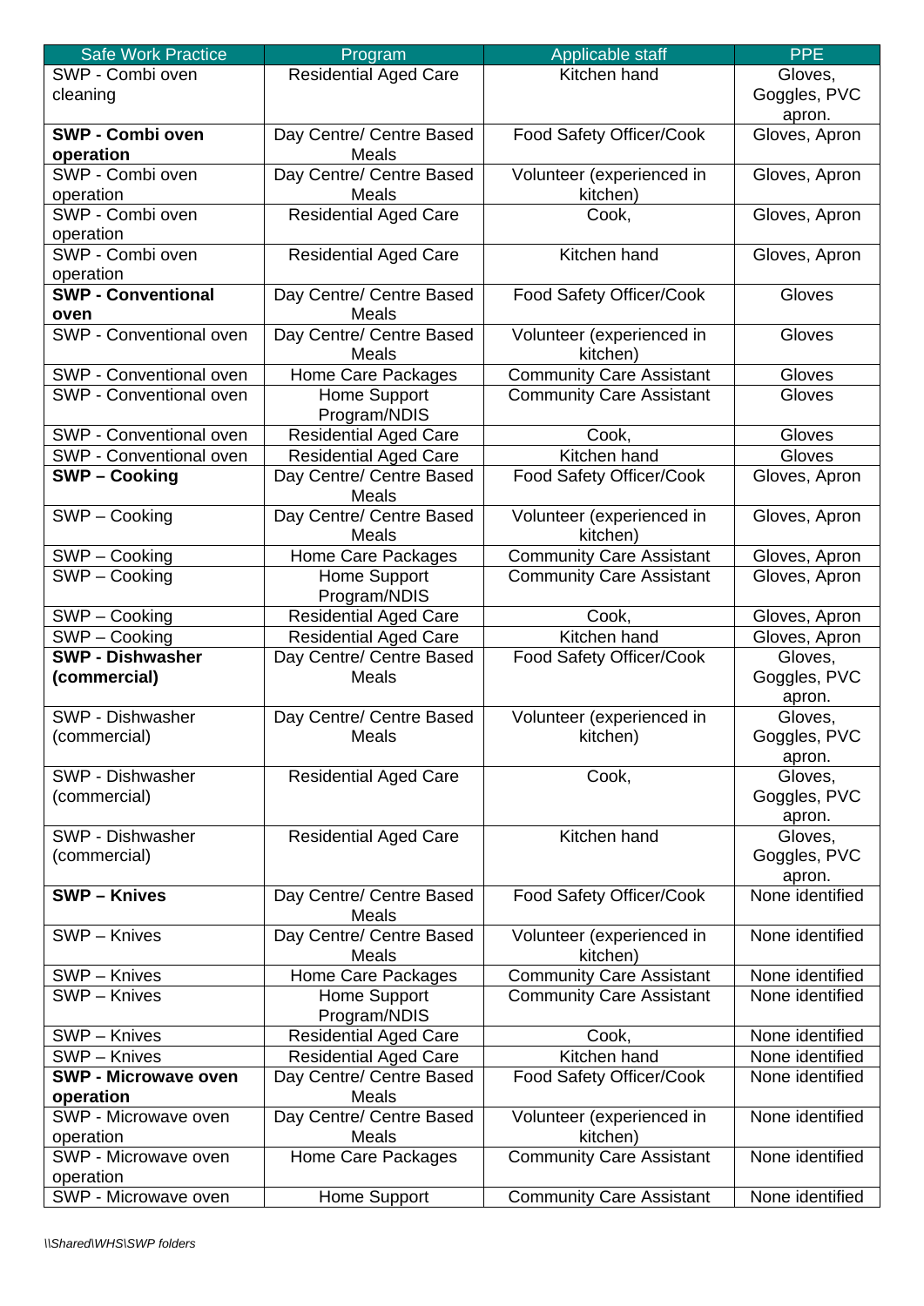| Safe Work Practice | Program | Applicable staff | PPE |
|---|---|---|---|
| SWP - Combi oven cleaning | Residential Aged Care | Kitchen hand | Gloves, Goggles, PVC apron. |
| **SWP - Combi oven operation** | Day Centre/ Centre Based Meals | Food Safety Officer/Cook | Gloves, Apron |
| SWP - Combi oven operation | Day Centre/ Centre Based Meals | Volunteer (experienced in kitchen) | Gloves, Apron |
| SWP - Combi oven operation | Residential Aged Care | Cook, | Gloves, Apron |
| SWP - Combi oven operation | Residential Aged Care | Kitchen hand | Gloves, Apron |
| **SWP - Conventional oven** | Day Centre/ Centre Based Meals | Food Safety Officer/Cook | Gloves |
| SWP - Conventional oven | Day Centre/ Centre Based Meals | Volunteer (experienced in kitchen) | Gloves |
| SWP - Conventional oven | Home Care Packages | Community Care Assistant | Gloves |
| SWP - Conventional oven | Home Support Program/NDIS | Community Care Assistant | Gloves |
| SWP - Conventional oven | Residential Aged Care | Cook, | Gloves |
| SWP - Conventional oven | Residential Aged Care | Kitchen hand | Gloves |
| **SWP – Cooking** | Day Centre/ Centre Based Meals | Food Safety Officer/Cook | Gloves, Apron |
| SWP – Cooking | Day Centre/ Centre Based Meals | Volunteer (experienced in kitchen) | Gloves, Apron |
| SWP – Cooking | Home Care Packages | Community Care Assistant | Gloves, Apron |
| SWP – Cooking | Home Support Program/NDIS | Community Care Assistant | Gloves, Apron |
| SWP – Cooking | Residential Aged Care | Cook, | Gloves, Apron |
| SWP – Cooking | Residential Aged Care | Kitchen hand | Gloves, Apron |
| **SWP - Dishwasher (commercial)** | Day Centre/ Centre Based Meals | Food Safety Officer/Cook | Gloves, Goggles, PVC apron. |
| SWP - Dishwasher (commercial) | Day Centre/ Centre Based Meals | Volunteer (experienced in kitchen) | Gloves, Goggles, PVC apron. |
| SWP - Dishwasher (commercial) | Residential Aged Care | Cook, | Gloves, Goggles, PVC apron. |
| SWP - Dishwasher (commercial) | Residential Aged Care | Kitchen hand | Gloves, Goggles, PVC apron. |
| **SWP – Knives** | Day Centre/ Centre Based Meals | Food Safety Officer/Cook | None identified |
| SWP – Knives | Day Centre/ Centre Based Meals | Volunteer (experienced in kitchen) | None identified |
| SWP – Knives | Home Care Packages | Community Care Assistant | None identified |
| SWP – Knives | Home Support Program/NDIS | Community Care Assistant | None identified |
| SWP – Knives | Residential Aged Care | Cook, | None identified |
| SWP – Knives | Residential Aged Care | Kitchen hand | None identified |
| **SWP - Microwave oven operation** | Day Centre/ Centre Based Meals | Food Safety Officer/Cook | None identified |
| SWP - Microwave oven operation | Day Centre/ Centre Based Meals | Volunteer (experienced in kitchen) | None identified |
| SWP - Microwave oven operation | Home Care Packages | Community Care Assistant | None identified |
| SWP - Microwave oven | Home Support | Community Care Assistant | None identified |

*\\Shared\WHS\SWP folders*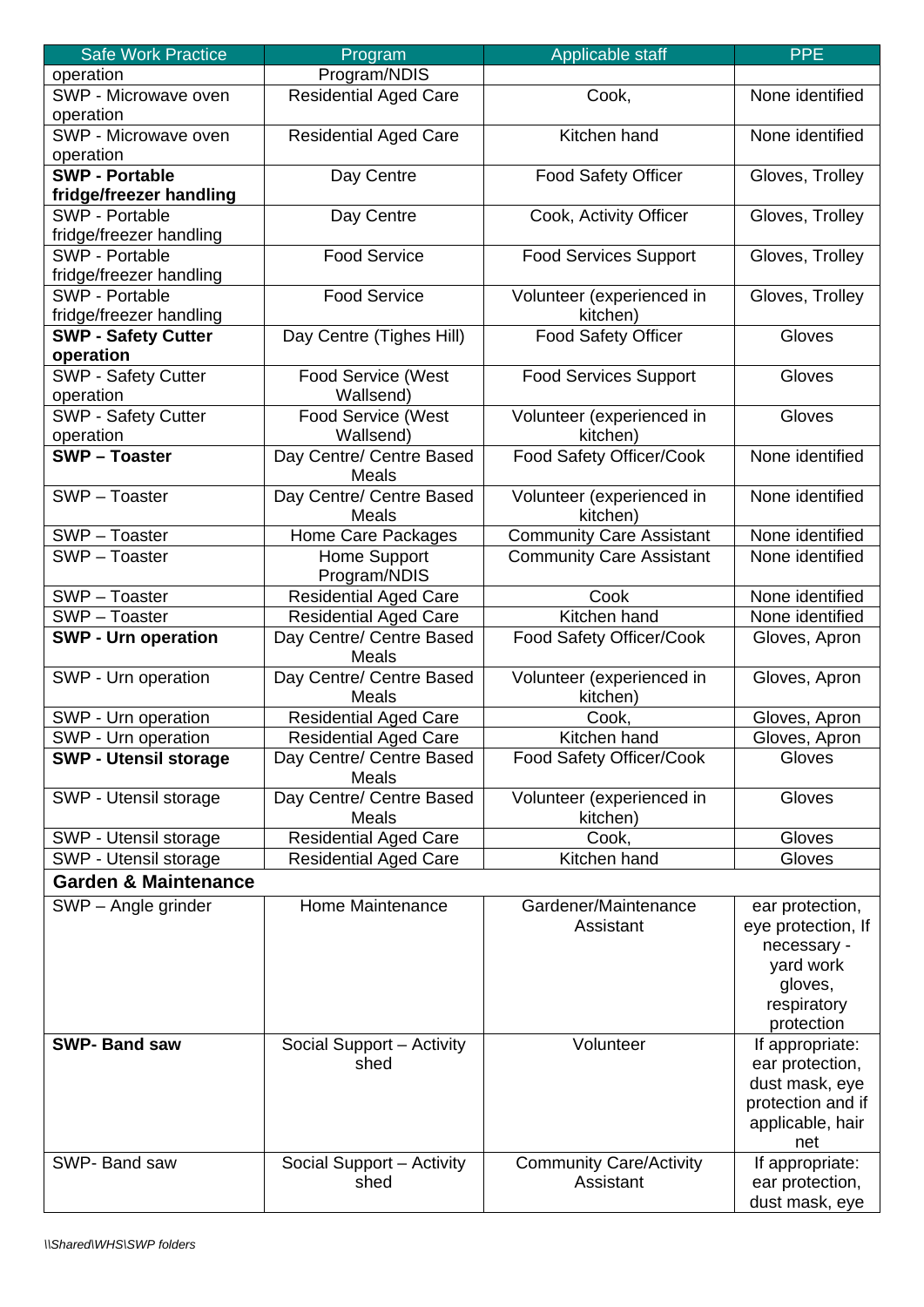| Safe Work Practice | Program | Applicable staff | PPE |
|---|---|---|---|
| operation | Program/NDIS | | |
| SWP - Microwave oven operation | Residential Aged Care | Cook, | None identified |
| SWP - Microwave oven operation | Residential Aged Care | Kitchen hand | None identified |
| **SWP - Portable fridge/freezer handling** | Day Centre | Food Safety Officer | Gloves, Trolley |
| SWP - Portable fridge/freezer handling | Day Centre | Cook, Activity Officer | Gloves, Trolley |
| SWP - Portable fridge/freezer handling | Food Service | Food Services Support | Gloves, Trolley |
| SWP - Portable fridge/freezer handling | Food Service | Volunteer (experienced in kitchen) | Gloves, Trolley |
| **SWP - Safety Cutter operation** | Day Centre (Tighes Hill) | Food Safety Officer | Gloves |
| SWP - Safety Cutter operation | Food Service (West Wallsend) | Food Services Support | Gloves |
| SWP - Safety Cutter operation | Food Service (West Wallsend) | Volunteer (experienced in kitchen) | Gloves |
| **SWP – Toaster** | Day Centre/ Centre Based Meals | Food Safety Officer/Cook | None identified |
| SWP – Toaster | Day Centre/ Centre Based Meals | Volunteer (experienced in kitchen) | None identified |
| SWP – Toaster | Home Care Packages | Community Care Assistant | None identified |
| SWP – Toaster | Home Support Program/NDIS | Community Care Assistant | None identified |
| SWP – Toaster | Residential Aged Care | Cook | None identified |
| SWP – Toaster | Residential Aged Care | Kitchen hand | None identified |
| **SWP - Urn operation** | Day Centre/ Centre Based Meals | Food Safety Officer/Cook | Gloves, Apron |
| SWP - Urn operation | Day Centre/ Centre Based Meals | Volunteer (experienced in kitchen) | Gloves, Apron |
| SWP - Urn operation | Residential Aged Care | Cook, | Gloves, Apron |
| SWP - Urn operation | Residential Aged Care | Kitchen hand | Gloves, Apron |
| **SWP - Utensil storage** | Day Centre/ Centre Based Meals | Food Safety Officer/Cook | Gloves |
| SWP - Utensil storage | Day Centre/ Centre Based Meals | Volunteer (experienced in kitchen) | Gloves |
| SWP - Utensil storage | Residential Aged Care | Cook, | Gloves |
| SWP - Utensil storage | Residential Aged Care | Kitchen hand | Gloves |
| **Garden & Maintenance** | | | |
| SWP – Angle grinder | Home Maintenance | Gardener/Maintenance Assistant | ear protection, eye protection, If necessary - yard work gloves, respiratory protection |
| **SWP- Band saw** | Social Support – Activity shed | Volunteer | If appropriate: ear protection, dust mask, eye protection and if applicable, hair net |
| SWP- Band saw | Social Support – Activity shed | Community Care/Activity Assistant | If appropriate: ear protection, dust mask, eye |

*\\Shared\WHS\SWP folders*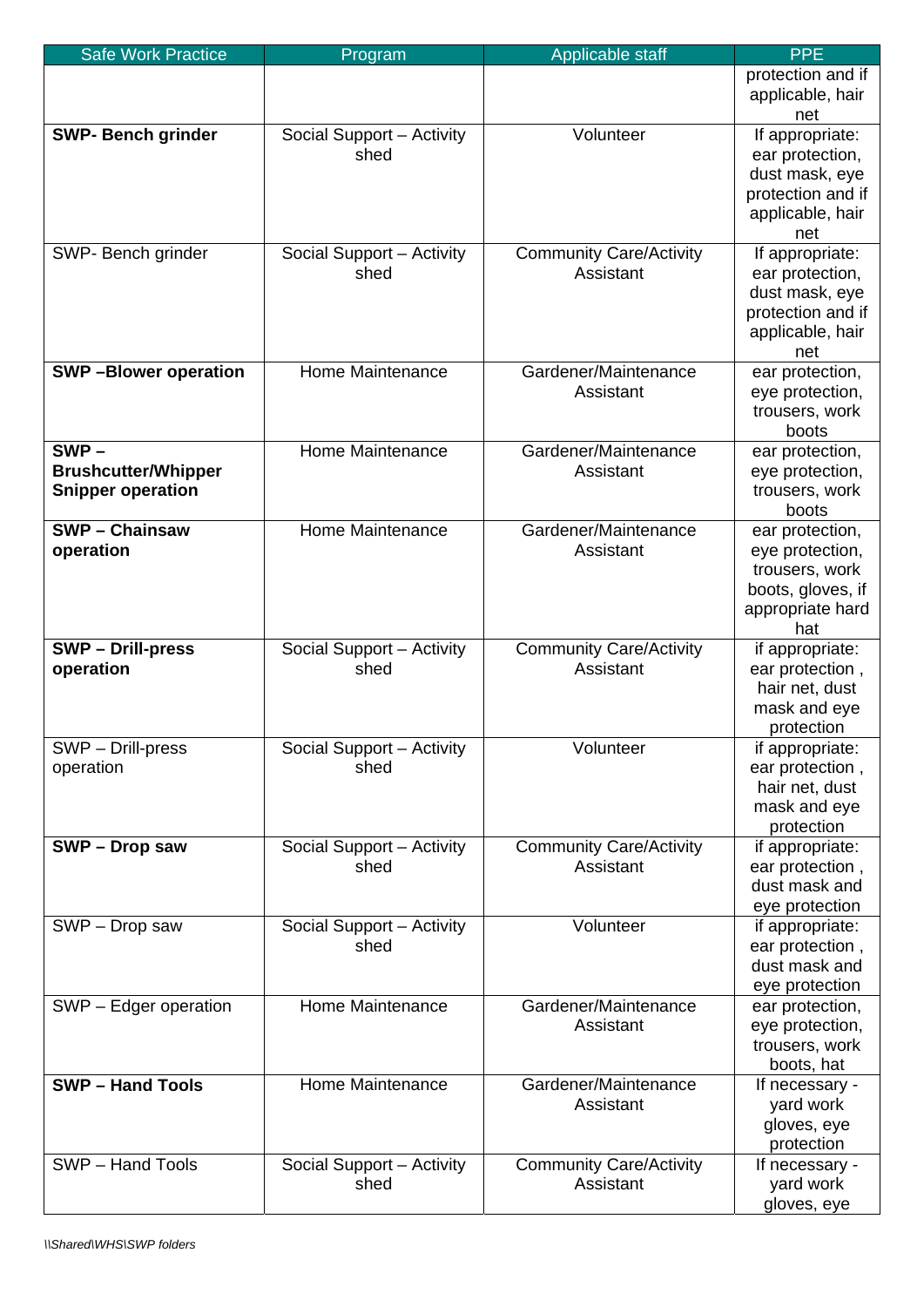| Safe Work Practice | Program | Applicable staff | PPE |
|---|---|---|---|
| | | | protection and if applicable, hair net |
| **SWP- Bench grinder** | Social Support – Activity shed | Volunteer | If appropriate: ear protection, dust mask, eye protection and if applicable, hair net |
| SWP- Bench grinder | Social Support – Activity shed | Community Care/Activity Assistant | If appropriate: ear protection, dust mask, eye protection and if applicable, hair net |
| **SWP –Blower operation** | Home Maintenance | Gardener/Maintenance Assistant | ear protection, eye protection, trousers, work boots |
| **SWP – Brushcutter/Whipper Snipper operation** | Home Maintenance | Gardener/Maintenance Assistant | ear protection, eye protection, trousers, work boots |
| **SWP – Chainsaw operation** | Home Maintenance | Gardener/Maintenance Assistant | ear protection, eye protection, trousers, work boots, gloves, if appropriate hard hat |
| **SWP – Drill-press operation** | Social Support – Activity shed | Community Care/Activity Assistant | if appropriate: ear protection , hair net, dust mask and eye protection |
| SWP – Drill-press operation | Social Support – Activity shed | Volunteer | if appropriate: ear protection , hair net, dust mask and eye protection |
| **SWP – Drop saw** | Social Support – Activity shed | Community Care/Activity Assistant | if appropriate: ear protection , dust mask and eye protection |
| SWP – Drop saw | Social Support – Activity shed | Volunteer | if appropriate: ear protection , dust mask and eye protection |
| SWP – Edger operation | Home Maintenance | Gardener/Maintenance Assistant | ear protection, eye protection, trousers, work boots, hat |
| **SWP – Hand Tools** | Home Maintenance | Gardener/Maintenance Assistant | If necessary - yard work gloves, eye protection |
| SWP – Hand Tools | Social Support – Activity shed | Community Care/Activity Assistant | If necessary - yard work gloves, eye |

*\\Shared\WHS\SWP folders*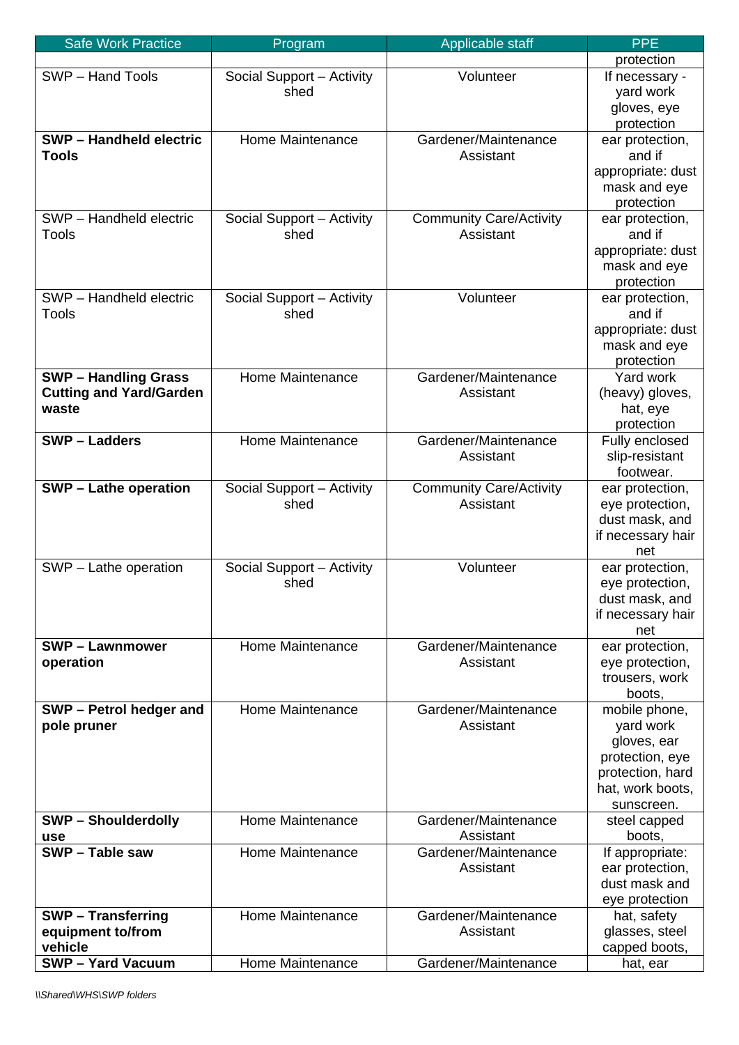| Safe Work Practice | Program | Applicable staff | PPE |
|---|---|---|---|
| | | | protection |
| SWP – Hand Tools | Social Support – Activity shed | Volunteer | If necessary - yard work gloves, eye protection |
| **SWP – Handheld electric Tools** | Home Maintenance | Gardener/Maintenance Assistant | ear protection, and if appropriate: dust mask and eye protection |
| SWP – Handheld electric Tools | Social Support – Activity shed | Community Care/Activity Assistant | ear protection, and if appropriate: dust mask and eye protection |
| SWP – Handheld electric Tools | Social Support – Activity shed | Volunteer | ear protection, and if appropriate: dust mask and eye protection |
| **SWP – Handling Grass Cutting and Yard/Garden waste** | Home Maintenance | Gardener/Maintenance Assistant | Yard work (heavy) gloves, hat, eye protection |
| **SWP – Ladders** | Home Maintenance | Gardener/Maintenance Assistant | Fully enclosed slip-resistant footwear. |
| **SWP – Lathe operation** | Social Support – Activity shed | Community Care/Activity Assistant | ear protection, eye protection, dust mask, and if necessary hair net |
| SWP – Lathe operation | Social Support – Activity shed | Volunteer | ear protection, eye protection, dust mask, and if necessary hair net |
| **SWP – Lawnmower operation** | Home Maintenance | Gardener/Maintenance Assistant | ear protection, eye protection, trousers, work boots, |
| **SWP – Petrol hedger and pole pruner** | Home Maintenance | Gardener/Maintenance Assistant | mobile phone, yard work gloves, ear protection, eye protection, hard hat, work boots, sunscreen. |
| **SWP – Shoulderdolly use** | Home Maintenance | Gardener/Maintenance Assistant | steel capped boots, |
| **SWP – Table saw** | Home Maintenance | Gardener/Maintenance Assistant | If appropriate: ear protection, dust mask and eye protection |
| **SWP – Transferring equipment to/from vehicle** | Home Maintenance | Gardener/Maintenance Assistant | hat, safety glasses, steel capped boots, |
| **SWP – Yard Vacuum** | Home Maintenance | Gardener/Maintenance | hat, ear |

*\\Shared\WHS\SWP folders*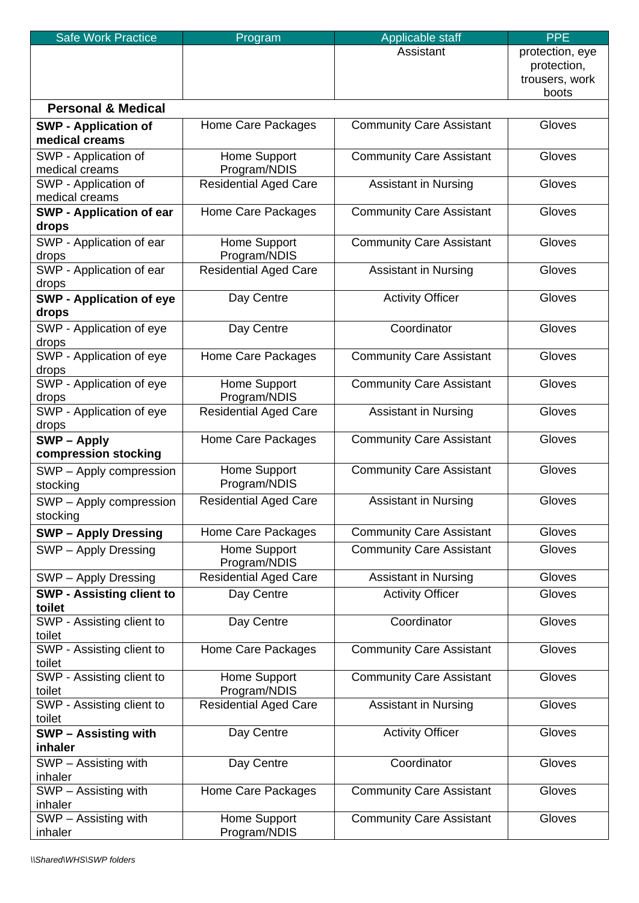| Safe Work Practice | Program | Applicable staff | PPE |
|---|---|---|---|
| | | Assistant | protection, eye protection, trousers, work boots |
| **Personal & Medical** | | | |
| **SWP - Application of medical creams** | Home Care Packages | Community Care Assistant | Gloves |
| SWP - Application of medical creams | Home Support Program/NDIS | Community Care Assistant | Gloves |
| SWP - Application of medical creams | Residential Aged Care | Assistant in Nursing | Gloves |
| **SWP - Application of ear drops** | Home Care Packages | Community Care Assistant | Gloves |
| SWP - Application of ear drops | Home Support Program/NDIS | Community Care Assistant | Gloves |
| SWP - Application of ear drops | Residential Aged Care | Assistant in Nursing | Gloves |
| **SWP - Application of eye drops** | Day Centre | Activity Officer | Gloves |
| SWP - Application of eye drops | Day Centre | Coordinator | Gloves |
| SWP - Application of eye drops | Home Care Packages | Community Care Assistant | Gloves |
| SWP - Application of eye drops | Home Support Program/NDIS | Community Care Assistant | Gloves |
| SWP - Application of eye drops | Residential Aged Care | Assistant in Nursing | Gloves |
| **SWP – Apply compression stocking** | Home Care Packages | Community Care Assistant | Gloves |
| SWP – Apply compression stocking | Home Support Program/NDIS | Community Care Assistant | Gloves |
| SWP – Apply compression stocking | Residential Aged Care | Assistant in Nursing | Gloves |
| **SWP – Apply Dressing** | Home Care Packages | Community Care Assistant | Gloves |
| SWP – Apply Dressing | Home Support Program/NDIS | Community Care Assistant | Gloves |
| SWP – Apply Dressing | Residential Aged Care | Assistant in Nursing | Gloves |
| **SWP - Assisting client to toilet** | Day Centre | Activity Officer | Gloves |
| SWP - Assisting client to toilet | Day Centre | Coordinator | Gloves |
| SWP - Assisting client to toilet | Home Care Packages | Community Care Assistant | Gloves |
| SWP - Assisting client to toilet | Home Support Program/NDIS | Community Care Assistant | Gloves |
| SWP - Assisting client to toilet | Residential Aged Care | Assistant in Nursing | Gloves |
| **SWP – Assisting with inhaler** | Day Centre | Activity Officer | Gloves |
| SWP – Assisting with inhaler | Day Centre | Coordinator | Gloves |
| SWP – Assisting with inhaler | Home Care Packages | Community Care Assistant | Gloves |
| SWP – Assisting with inhaler | Home Support Program/NDIS | Community Care Assistant | Gloves |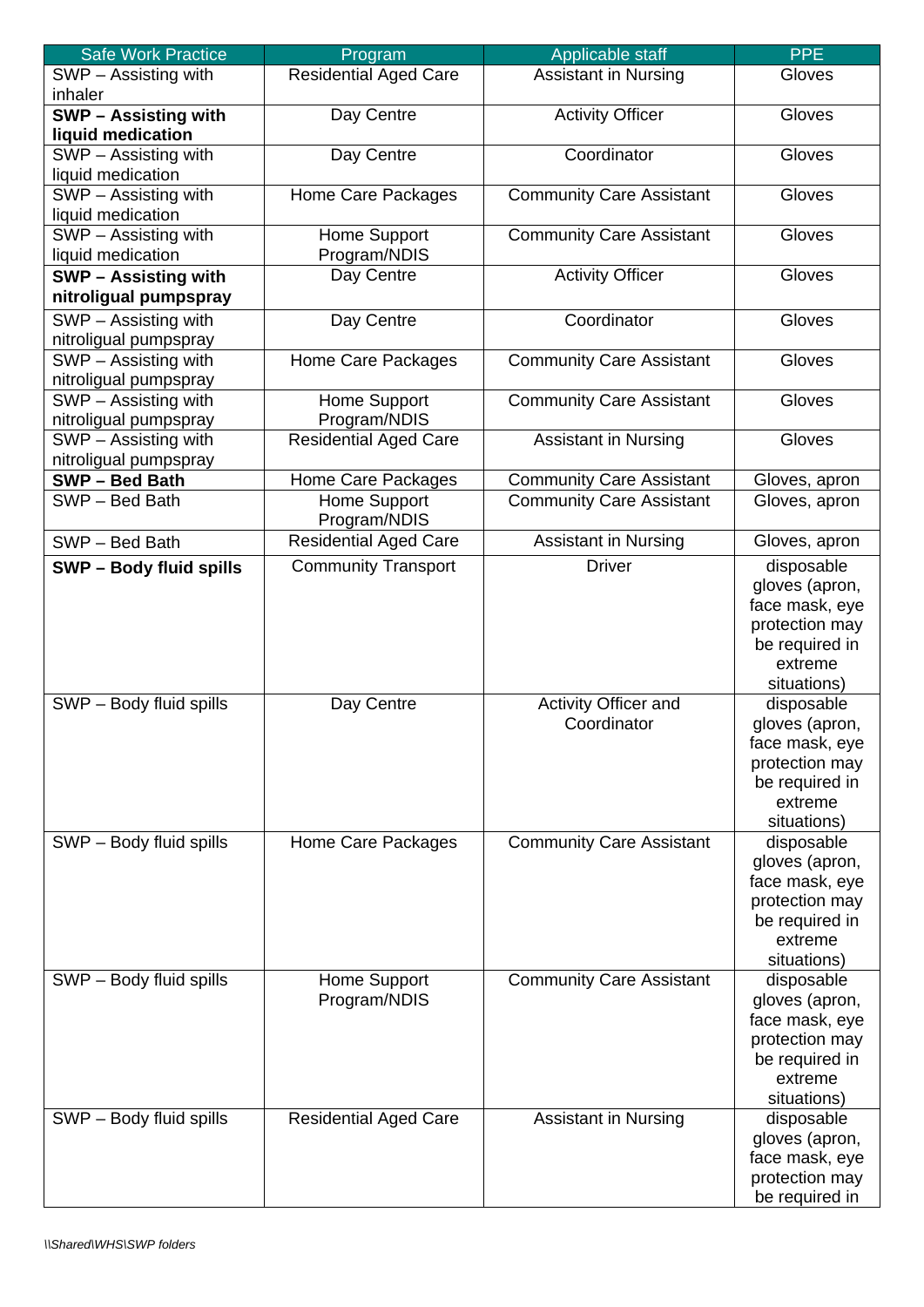| Safe Work Practice | Program | Applicable staff | PPE |
|---|---|---|---|
| SWP – Assisting with inhaler | Residential Aged Care | Assistant in Nursing | Gloves |
| **SWP – Assisting with liquid medication** | Day Centre | Activity Officer | Gloves |
| SWP – Assisting with liquid medication | Day Centre | Coordinator | Gloves |
| SWP – Assisting with liquid medication | Home Care Packages | Community Care Assistant | Gloves |
| SWP – Assisting with liquid medication | Home Support Program/NDIS | Community Care Assistant | Gloves |
| **SWP – Assisting with nitroligual pumpspray** | Day Centre | Activity Officer | Gloves |
| SWP – Assisting with nitroligual pumpspray | Day Centre | Coordinator | Gloves |
| SWP – Assisting with nitroligual pumpspray | Home Care Packages | Community Care Assistant | Gloves |
| SWP – Assisting with nitroligual pumpspray | Home Support Program/NDIS | Community Care Assistant | Gloves |
| SWP – Assisting with nitroligual pumpspray | Residential Aged Care | Assistant in Nursing | Gloves |
| **SWP – Bed Bath** | Home Care Packages | Community Care Assistant | Gloves, apron |
| SWP – Bed Bath | Home Support Program/NDIS | Community Care Assistant | Gloves, apron |
| SWP – Bed Bath | Residential Aged Care | Assistant in Nursing | Gloves, apron |
| **SWP – Body fluid spills** | Community Transport | Driver | disposable gloves (apron, face mask, eye protection may be required in extreme situations) |
| SWP – Body fluid spills | Day Centre | Activity Officer and Coordinator | disposable gloves (apron, face mask, eye protection may be required in extreme situations) |
| SWP – Body fluid spills | Home Care Packages | Community Care Assistant | disposable gloves (apron, face mask, eye protection may be required in extreme situations) |
| SWP – Body fluid spills | Home Support Program/NDIS | Community Care Assistant | disposable gloves (apron, face mask, eye protection may be required in extreme situations) |
| SWP – Body fluid spills | Residential Aged Care | Assistant in Nursing | disposable gloves (apron, face mask, eye protection may be required in |

*\\Shared\WHS\SWP folders*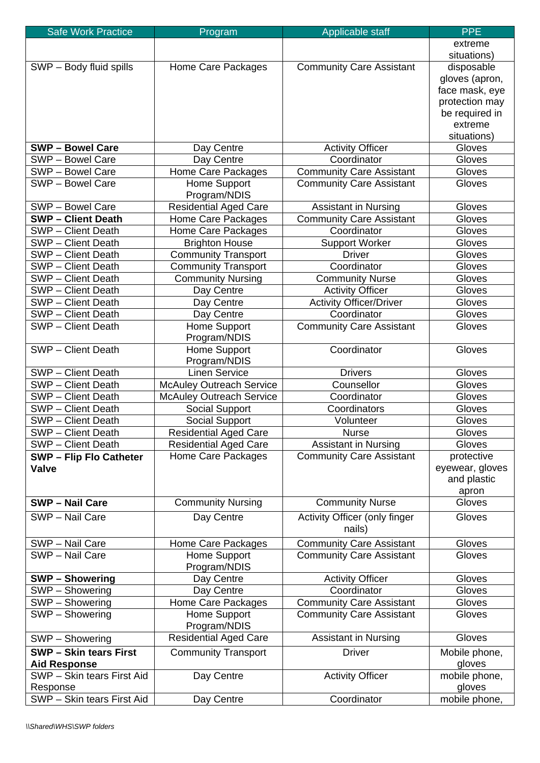| Safe Work Practice | Program | Applicable staff | PPE |
|---|---|---|---|
| | | | extreme situations) |
| SWP – Body fluid spills | Home Care Packages | Community Care Assistant | disposable gloves (apron, face mask, eye protection may be required in extreme situations) |
| **SWP – Bowel Care** | Day Centre | Activity Officer | Gloves |
| SWP – Bowel Care | Day Centre | Coordinator | Gloves |
| SWP – Bowel Care | Home Care Packages | Community Care Assistant | Gloves |
| SWP – Bowel Care | Home Support Program/NDIS | Community Care Assistant | Gloves |
| SWP – Bowel Care | Residential Aged Care | Assistant in Nursing | Gloves |
| **SWP – Client Death** | Home Care Packages | Community Care Assistant | Gloves |
| SWP – Client Death | Home Care Packages | Coordinator | Gloves |
| SWP – Client Death | Brighton House | Support Worker | Gloves |
| SWP – Client Death | Community Transport | Driver | Gloves |
| SWP – Client Death | Community Transport | Coordinator | Gloves |
| SWP – Client Death | Community Nursing | Community Nurse | Gloves |
| SWP – Client Death | Day Centre | Activity Officer | Gloves |
| SWP – Client Death | Day Centre | Activity Officer/Driver | Gloves |
| SWP – Client Death | Day Centre | Coordinator | Gloves |
| SWP – Client Death | Home Support Program/NDIS | Community Care Assistant | Gloves |
| SWP – Client Death | Home Support Program/NDIS | Coordinator | Gloves |
| SWP – Client Death | Linen Service | Drivers | Gloves |
| SWP – Client Death | McAuley Outreach Service | Counsellor | Gloves |
| SWP – Client Death | McAuley Outreach Service | Coordinator | Gloves |
| SWP – Client Death | Social Support | Coordinators | Gloves |
| SWP – Client Death | Social Support | Volunteer | Gloves |
| SWP – Client Death | Residential Aged Care | Nurse | Gloves |
| SWP – Client Death | Residential Aged Care | Assistant in Nursing | Gloves |
| **SWP – Flip Flo Catheter Valve** | Home Care Packages | Community Care Assistant | protective eyewear, gloves and plastic apron |
| **SWP – Nail Care** | Community Nursing | Community Nurse | Gloves |
| SWP – Nail Care | Day Centre | Activity Officer (only finger nails) | Gloves |
| SWP – Nail Care | Home Care Packages | Community Care Assistant | Gloves |
| SWP – Nail Care | Home Support Program/NDIS | Community Care Assistant | Gloves |
| **SWP – Showering** | Day Centre | Activity Officer | Gloves |
| SWP – Showering | Day Centre | Coordinator | Gloves |
| SWP – Showering | Home Care Packages | Community Care Assistant | Gloves |
| SWP – Showering | Home Support Program/NDIS | Community Care Assistant | Gloves |
| SWP – Showering | Residential Aged Care | Assistant in Nursing | Gloves |
| **SWP – Skin tears First Aid Response** | Community Transport | Driver | Mobile phone, gloves |
| SWP – Skin tears First Aid Response | Day Centre | Activity Officer | mobile phone, gloves |
| SWP – Skin tears First Aid | Day Centre | Coordinator | mobile phone, |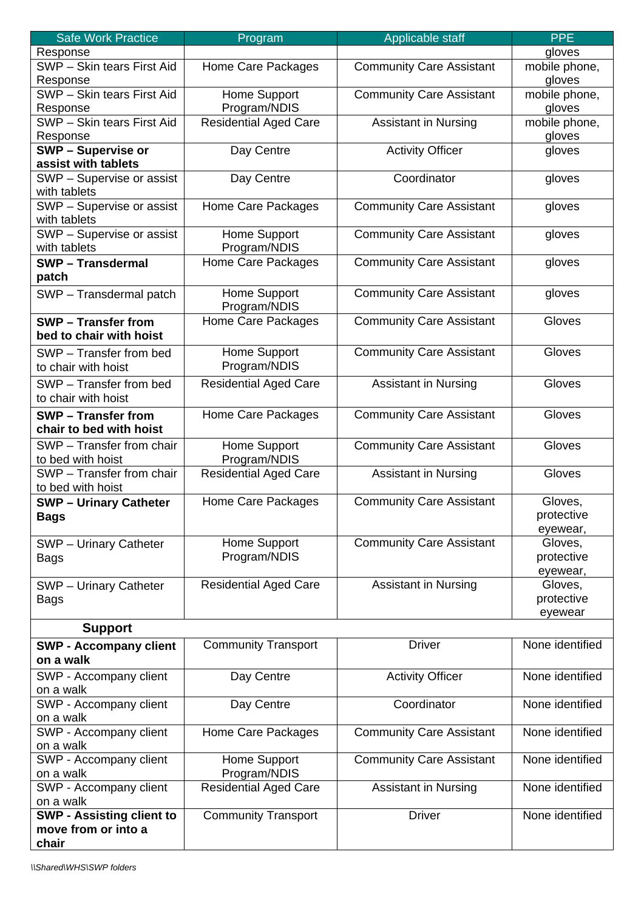| Safe Work Practice | Program | Applicable staff | PPE |
|---|---|---|---|
| Response | | | gloves |
| SWP – Skin tears First Aid Response | Home Care Packages | Community Care Assistant | mobile phone, gloves |
| SWP – Skin tears First Aid Response | Home Support Program/NDIS | Community Care Assistant | mobile phone, gloves |
| SWP – Skin tears First Aid Response | Residential Aged Care | Assistant in Nursing | mobile phone, gloves |
| **SWP – Supervise or assist with tablets** | Day Centre | Activity Officer | gloves |
| SWP – Supervise or assist with tablets | Day Centre | Coordinator | gloves |
| SWP – Supervise or assist with tablets | Home Care Packages | Community Care Assistant | gloves |
| SWP – Supervise or assist with tablets | Home Support Program/NDIS | Community Care Assistant | gloves |
| **SWP – Transdermal patch** | Home Care Packages | Community Care Assistant | gloves |
| SWP – Transdermal patch | Home Support Program/NDIS | Community Care Assistant | gloves |
| **SWP – Transfer from bed to chair with hoist** | Home Care Packages | Community Care Assistant | Gloves |
| SWP – Transfer from bed to chair with hoist | Home Support Program/NDIS | Community Care Assistant | Gloves |
| SWP – Transfer from bed to chair with hoist | Residential Aged Care | Assistant in Nursing | Gloves |
| **SWP – Transfer from chair to bed with hoist** | Home Care Packages | Community Care Assistant | Gloves |
| SWP – Transfer from chair to bed with hoist | Home Support Program/NDIS | Community Care Assistant | Gloves |
| SWP – Transfer from chair to bed with hoist | Residential Aged Care | Assistant in Nursing | Gloves |
| **SWP – Urinary Catheter Bags** | Home Care Packages | Community Care Assistant | Gloves, protective eyewear, |
| SWP – Urinary Catheter Bags | Home Support Program/NDIS | Community Care Assistant | Gloves, protective eyewear, |
| SWP – Urinary Catheter Bags | Residential Aged Care | Assistant in Nursing | Gloves, protective eyewear |
| **Support** | | | |
| **SWP - Accompany client on a walk** | Community Transport | Driver | None identified |
| SWP - Accompany client on a walk | Day Centre | Activity Officer | None identified |
| SWP - Accompany client on a walk | Day Centre | Coordinator | None identified |
| SWP - Accompany client on a walk | Home Care Packages | Community Care Assistant | None identified |
| SWP - Accompany client on a walk | Home Support Program/NDIS | Community Care Assistant | None identified |
| SWP - Accompany client on a walk | Residential Aged Care | Assistant in Nursing | None identified |
| **SWP - Assisting client to move from or into a chair** | Community Transport | Driver | None identified |

*\\Shared\WHS\SWP folders*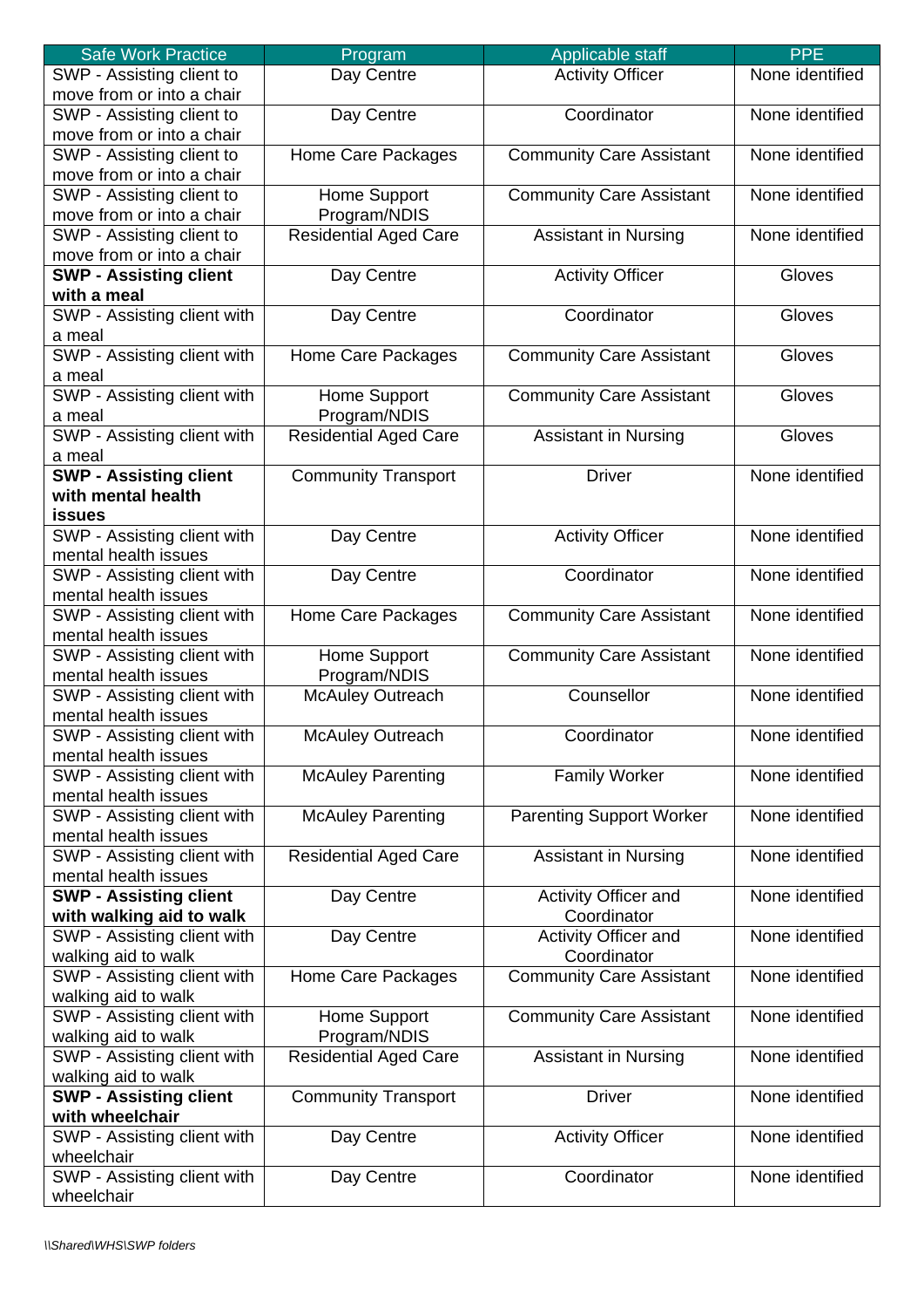| Safe Work Practice | Program | Applicable staff | PPE |
|---|---|---|---|
| SWP - Assisting client to move from or into a chair | Day Centre | Activity Officer | None identified |
| SWP - Assisting client to move from or into a chair | Day Centre | Coordinator | None identified |
| SWP - Assisting client to move from or into a chair | Home Care Packages | Community Care Assistant | None identified |
| SWP - Assisting client to move from or into a chair | Home Support Program/NDIS | Community Care Assistant | None identified |
| SWP - Assisting client to move from or into a chair | Residential Aged Care | Assistant in Nursing | None identified |
| **SWP - Assisting client with a meal** | Day Centre | Activity Officer | Gloves |
| SWP - Assisting client with a meal | Day Centre | Coordinator | Gloves |
| SWP - Assisting client with a meal | Home Care Packages | Community Care Assistant | Gloves |
| SWP - Assisting client with a meal | Home Support Program/NDIS | Community Care Assistant | Gloves |
| SWP - Assisting client with a meal | Residential Aged Care | Assistant in Nursing | Gloves |
| **SWP - Assisting client with mental health issues** | Community Transport | Driver | None identified |
| SWP - Assisting client with mental health issues | Day Centre | Activity Officer | None identified |
| SWP - Assisting client with mental health issues | Day Centre | Coordinator | None identified |
| SWP - Assisting client with mental health issues | Home Care Packages | Community Care Assistant | None identified |
| SWP - Assisting client with mental health issues | Home Support Program/NDIS | Community Care Assistant | None identified |
| SWP - Assisting client with mental health issues | McAuley Outreach | Counsellor | None identified |
| SWP - Assisting client with mental health issues | McAuley Outreach | Coordinator | None identified |
| SWP - Assisting client with mental health issues | McAuley Parenting | Family Worker | None identified |
| SWP - Assisting client with mental health issues | McAuley Parenting | Parenting Support Worker | None identified |
| SWP - Assisting client with mental health issues | Residential Aged Care | Assistant in Nursing | None identified |
| **SWP - Assisting client with walking aid to walk** | Day Centre | Activity Officer and Coordinator | None identified |
| SWP - Assisting client with walking aid to walk | Day Centre | Activity Officer and Coordinator | None identified |
| SWP - Assisting client with walking aid to walk | Home Care Packages | Community Care Assistant | None identified |
| SWP - Assisting client with walking aid to walk | Home Support Program/NDIS | Community Care Assistant | None identified |
| SWP - Assisting client with walking aid to walk | Residential Aged Care | Assistant in Nursing | None identified |
| **SWP - Assisting client with wheelchair** | Community Transport | Driver | None identified |
| SWP - Assisting client with wheelchair | Day Centre | Activity Officer | None identified |
| SWP - Assisting client with wheelchair | Day Centre | Coordinator | None identified |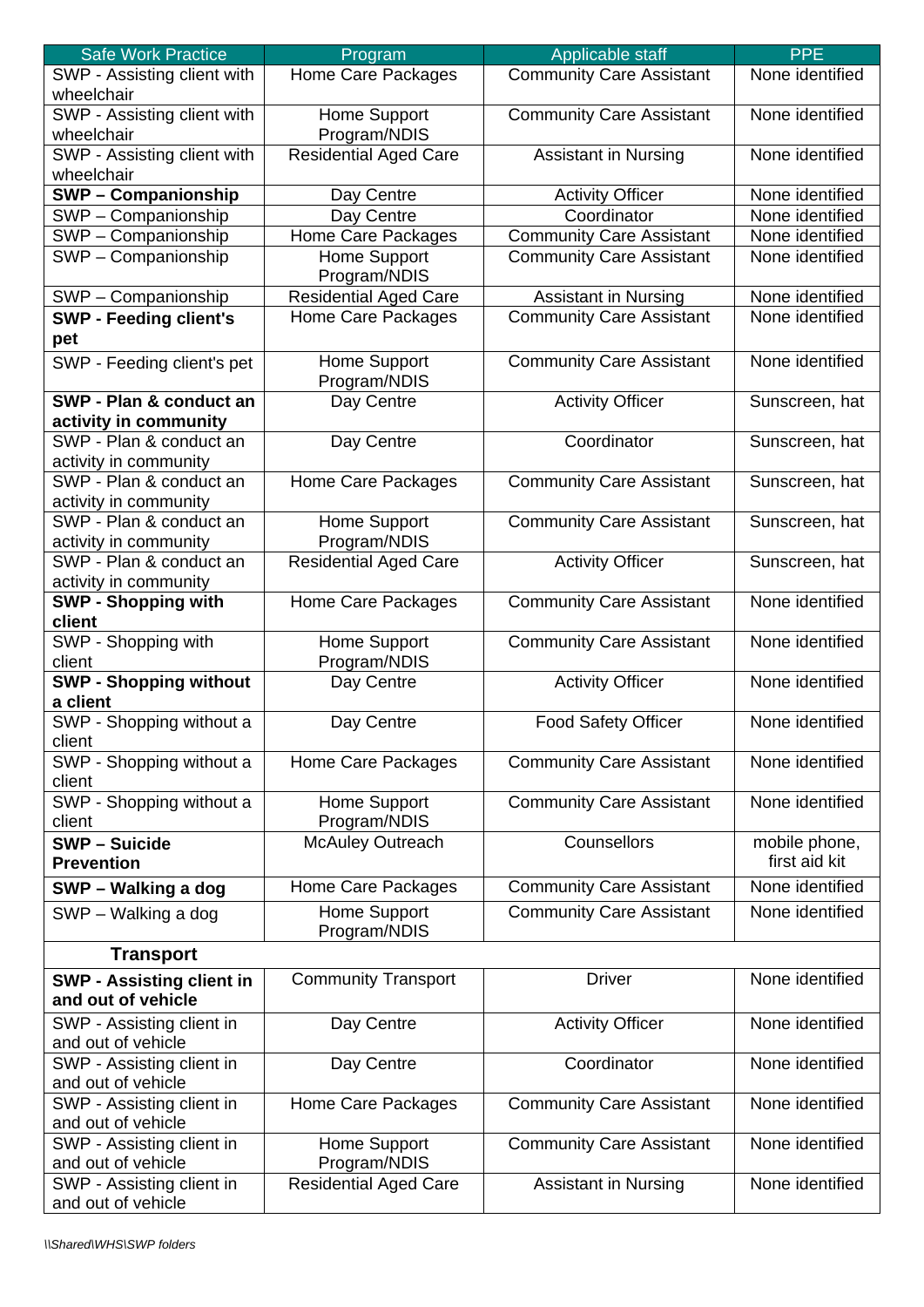| Safe Work Practice | Program | Applicable staff | PPE |
|---|---|---|---|
| SWP - Assisting client with wheelchair | Home Care Packages | Community Care Assistant | None identified |
| SWP - Assisting client with wheelchair | Home Support Program/NDIS | Community Care Assistant | None identified |
| SWP - Assisting client with wheelchair | Residential Aged Care | Assistant in Nursing | None identified |
| **SWP – Companionship** | Day Centre | Activity Officer | None identified |
| SWP – Companionship | Day Centre | Coordinator | None identified |
| SWP – Companionship | Home Care Packages | Community Care Assistant | None identified |
| SWP – Companionship | Home Support Program/NDIS | Community Care Assistant | None identified |
| SWP – Companionship | Residential Aged Care | Assistant in Nursing | None identified |
| **SWP - Feeding client's pet** | Home Care Packages | Community Care Assistant | None identified |
| SWP - Feeding client's pet | Home Support Program/NDIS | Community Care Assistant | None identified |
| **SWP - Plan & conduct an activity in community** | Day Centre | Activity Officer | Sunscreen, hat |
| SWP - Plan & conduct an activity in community | Day Centre | Coordinator | Sunscreen, hat |
| SWP - Plan & conduct an activity in community | Home Care Packages | Community Care Assistant | Sunscreen, hat |
| SWP - Plan & conduct an activity in community | Home Support Program/NDIS | Community Care Assistant | Sunscreen, hat |
| SWP - Plan & conduct an activity in community | Residential Aged Care | Activity Officer | Sunscreen, hat |
| **SWP - Shopping with client** | Home Care Packages | Community Care Assistant | None identified |
| SWP - Shopping with client | Home Support Program/NDIS | Community Care Assistant | None identified |
| **SWP - Shopping without a client** | Day Centre | Activity Officer | None identified |
| SWP - Shopping without a client | Day Centre | Food Safety Officer | None identified |
| SWP - Shopping without a client | Home Care Packages | Community Care Assistant | None identified |
| SWP - Shopping without a client | Home Support Program/NDIS | Community Care Assistant | None identified |
| **SWP – Suicide Prevention** | McAuley Outreach | Counsellors | mobile phone, first aid kit |
| **SWP – Walking a dog** | Home Care Packages | Community Care Assistant | None identified |
| SWP – Walking a dog | Home Support Program/NDIS | Community Care Assistant | None identified |
| **Transport** | | | |
| **SWP - Assisting client in and out of vehicle** | Community Transport | Driver | None identified |
| SWP - Assisting client in and out of vehicle | Day Centre | Activity Officer | None identified |
| SWP - Assisting client in and out of vehicle | Day Centre | Coordinator | None identified |
| SWP - Assisting client in and out of vehicle | Home Care Packages | Community Care Assistant | None identified |
| SWP - Assisting client in and out of vehicle | Home Support Program/NDIS | Community Care Assistant | None identified |
| SWP - Assisting client in and out of vehicle | Residential Aged Care | Assistant in Nursing | None identified |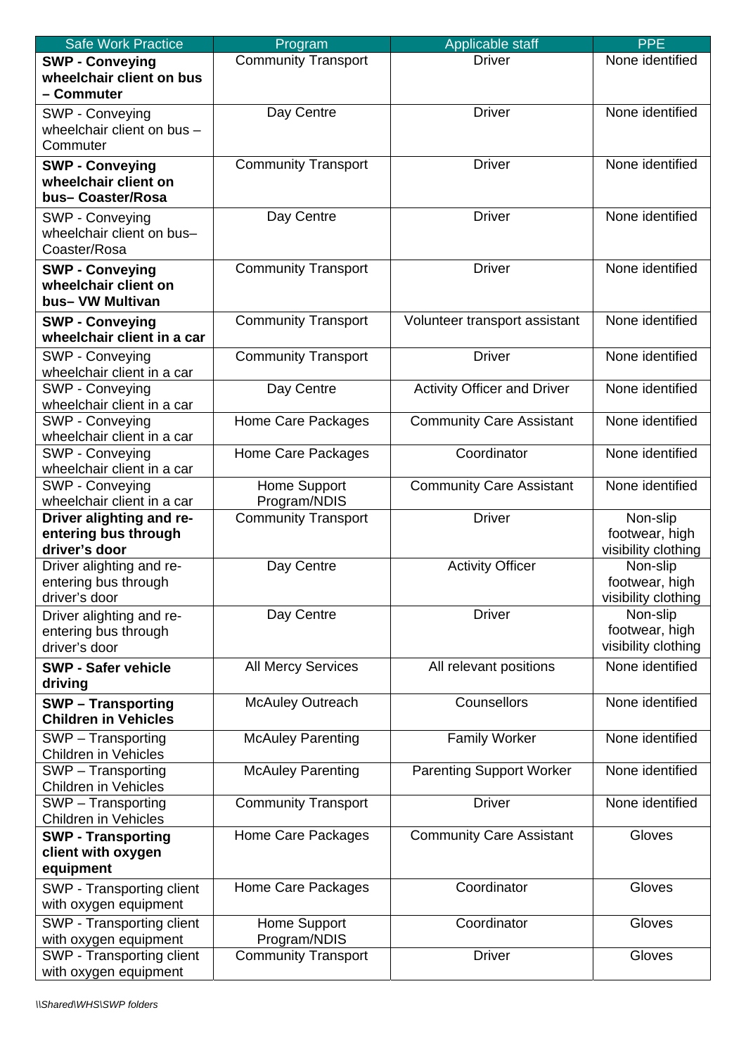| Safe Work Practice | Program | Applicable staff | PPE |
|---|---|---|---|
| **SWP - Conveying wheelchair client on bus – Commuter** | Community Transport | Driver | None identified |
| SWP - Conveying wheelchair client on bus – Commuter | Day Centre | Driver | None identified |
| **SWP - Conveying wheelchair client on bus– Coaster/Rosa** | Community Transport | Driver | None identified |
| SWP - Conveying wheelchair client on bus– Coaster/Rosa | Day Centre | Driver | None identified |
| **SWP - Conveying wheelchair client on bus– VW Multivan** | Community Transport | Driver | None identified |
| **SWP - Conveying wheelchair client in a car** | Community Transport | Volunteer transport assistant | None identified |
| SWP - Conveying wheelchair client in a car | Community Transport | Driver | None identified |
| SWP - Conveying wheelchair client in a car | Day Centre | Activity Officer and Driver | None identified |
| SWP - Conveying wheelchair client in a car | Home Care Packages | Community Care Assistant | None identified |
| SWP - Conveying wheelchair client in a car | Home Care Packages | Coordinator | None identified |
| SWP - Conveying wheelchair client in a car | Home Support Program/NDIS | Community Care Assistant | None identified |
| **Driver alighting and re-entering bus through driver's door** | Community Transport | Driver | Non-slip footwear, high visibility clothing |
| Driver alighting and re-entering bus through driver's door | Day Centre | Activity Officer | Non-slip footwear, high visibility clothing |
| Driver alighting and re-entering bus through driver's door | Day Centre | Driver | Non-slip footwear, high visibility clothing |
| **SWP - Safer vehicle driving** | All Mercy Services | All relevant positions | None identified |
| **SWP – Transporting Children in Vehicles** | McAuley Outreach | Counsellors | None identified |
| SWP – Transporting Children in Vehicles | McAuley Parenting | Family Worker | None identified |
| SWP – Transporting Children in Vehicles | McAuley Parenting | Parenting Support Worker | None identified |
| SWP – Transporting Children in Vehicles | Community Transport | Driver | None identified |
| **SWP - Transporting client with oxygen equipment** | Home Care Packages | Community Care Assistant | Gloves |
| SWP - Transporting client with oxygen equipment | Home Care Packages | Coordinator | Gloves |
| SWP - Transporting client with oxygen equipment | Home Support Program/NDIS | Coordinator | Gloves |
| SWP - Transporting client with oxygen equipment | Community Transport | Driver | Gloves |

*\\Shared\WHS\SWP folders*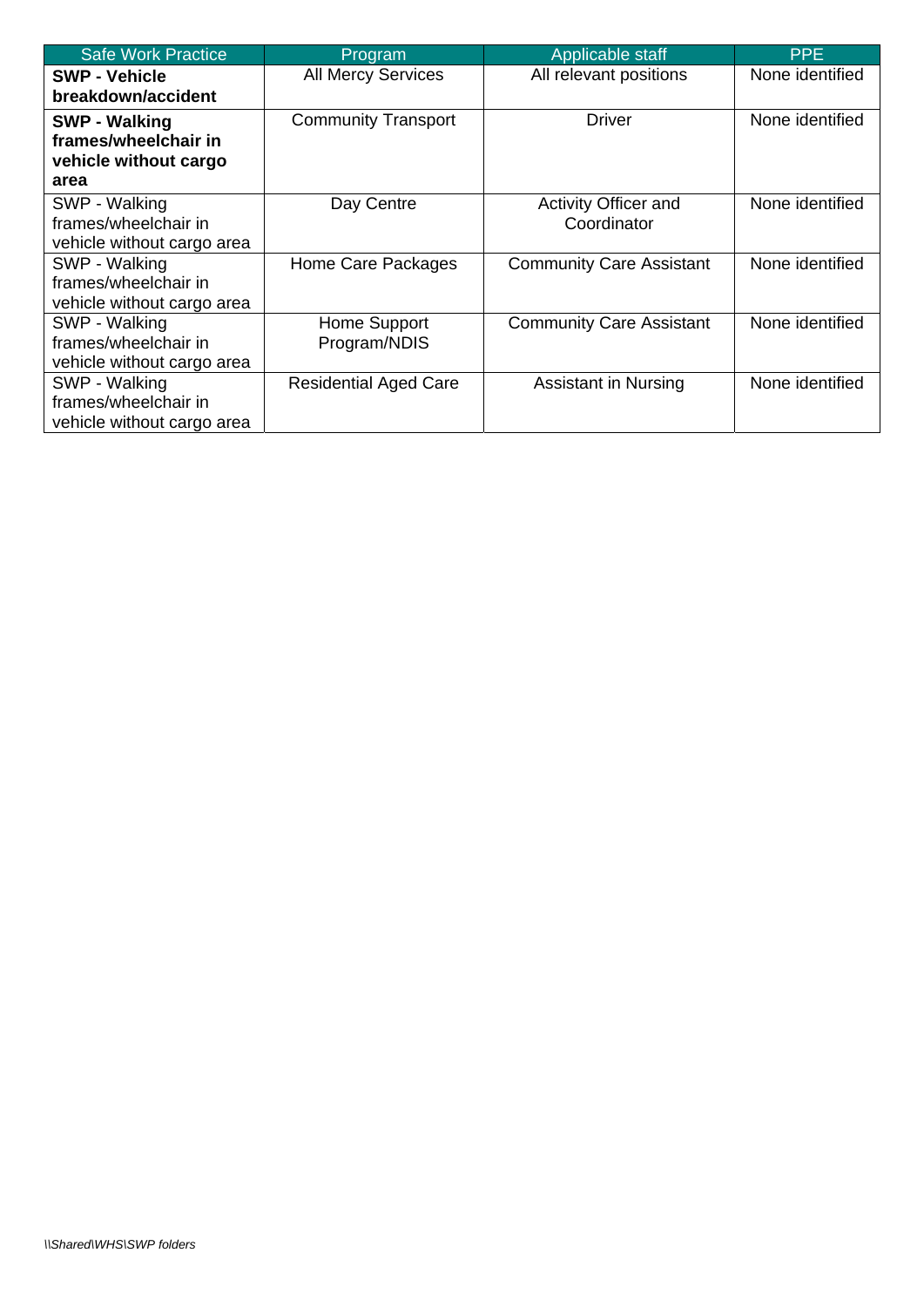| Safe Work Practice | Program | Applicable staff | PPE |
|---|---|---|---|
| **SWP - Vehicle breakdown/accident** | All Mercy Services | All relevant positions | None identified |
| **SWP - Walking frames/wheelchair in vehicle without cargo area** | Community Transport | Driver | None identified |
| SWP - Walking frames/wheelchair in vehicle without cargo area | Day Centre | Activity Officer and Coordinator | None identified |
| SWP - Walking frames/wheelchair in vehicle without cargo area | Home Care Packages | Community Care Assistant | None identified |
| SWP - Walking frames/wheelchair in vehicle without cargo area | Home Support Program/NDIS | Community Care Assistant | None identified |
| SWP - Walking frames/wheelchair in vehicle without cargo area | Residential Aged Care | Assistant in Nursing | None identified |